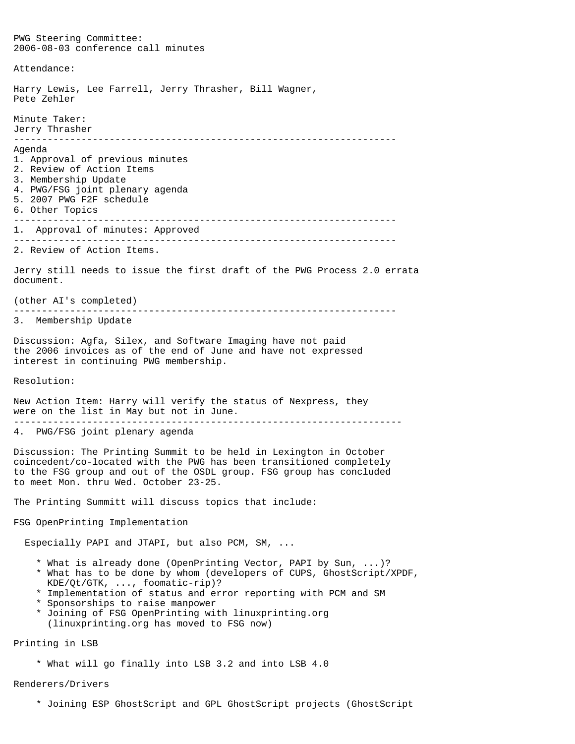PWG Steering Committee:
2006-08-03 conference call minutes

Attendance:

Harry Lewis, Lee Farrell, Jerry Thrasher, Bill Wagner,
Pete Zehler

Minute Taker:
Jerry Thrasher

---

Agenda

1. Approval of previous minutes
2. Review of Action Items
3. Membership Update
4. PWG/FSG joint plenary agenda
5. 2007 PWG F2F schedule
6. Other Topics

---

1. Approval of minutes: Approved

---

2. Review of Action Items.

Jerry still needs to issue the first draft of the PWG Process 2.0 errata document.

(other AI's completed)

---

3. Membership Update

Discussion: Agfa, Silex, and Software Imaging have not paid the 2006 invoices as of the end of June and have not expressed interest in continuing PWG membership.

Resolution:

New Action Item: Harry will verify the status of Nexpress, they were on the list in May but not in June.

---

4. PWG/FSG joint plenary agenda

Discussion: The Printing Summit to be held in Lexington in October coincedent/co-located with the PWG has been transitioned completely to the FSG group and out of the OSDL group. FSG group has concluded to meet Mon. thru Wed. October 23-25.

The Printing Summitt will discuss topics that include:

FSG OpenPrinting Implementation

Especially PAPI and JTAPI, but also PCM, SM, ...

* What is already done (OpenPrinting Vector, PAPI by Sun, ...)?
* What has to be done by whom (developers of CUPS, GhostScript/XPDF, KDE/Qt/GTK, ..., foomatic-rip)?
* Implementation of status and error reporting with PCM and SM
* Sponsorships to raise manpower
* Joining of FSG OpenPrinting with linuxprinting.org (linuxprinting.org has moved to FSG now)

Printing in LSB

* What will go finally into LSB 3.2 and into LSB 4.0

Renderers/Drivers

* Joining ESP GhostScript and GPL GhostScript projects (GhostScript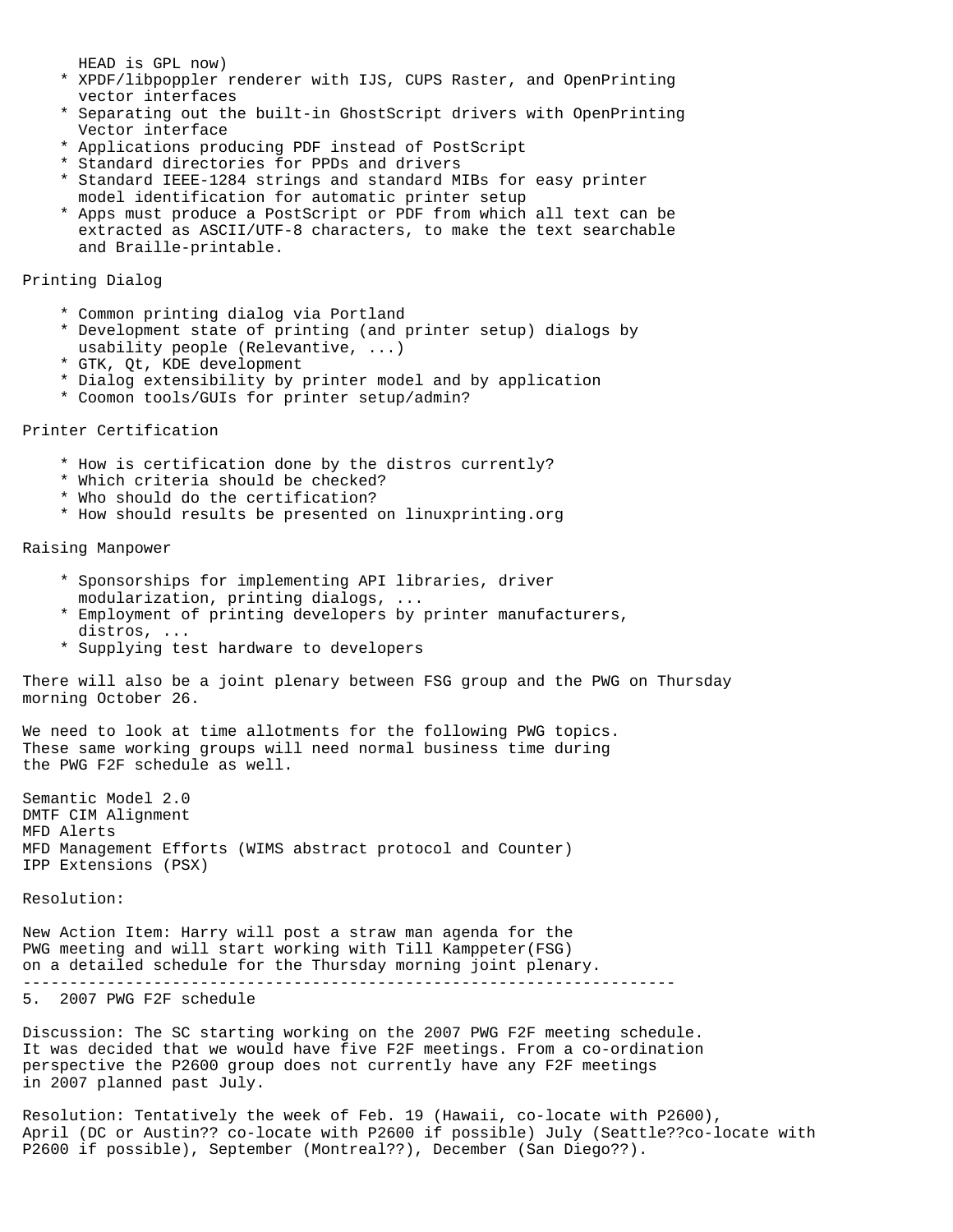HEAD is GPL now)

* XPDF/libpoppler renderer with IJS, CUPS Raster, and OpenPrinting vector interfaces
* Separating out the built-in GhostScript drivers with OpenPrinting Vector interface
* Applications producing PDF instead of PostScript
* Standard directories for PPDs and drivers
* Standard IEEE-1284 strings and standard MIBs for easy printer model identification for automatic printer setup
* Apps must produce a PostScript or PDF from which all text can be extracted as ASCII/UTF-8 characters, to make the text searchable and Braille-printable.

Printing Dialog

* Common printing dialog via Portland
* Development state of printing (and printer setup) dialogs by usability people (Relevantive, ...)
* GTK, Qt, KDE development
* Dialog extensibility by printer model and by application
* Coomon tools/GUIs for printer setup/admin?

Printer Certification

* How is certification done by the distros currently?
* Which criteria should be checked?
* Who should do the certification?
* How should results be presented on linuxprinting.org

Raising Manpower

* Sponsorships for implementing API libraries, driver modularization, printing dialogs, ...
* Employment of printing developers by printer manufacturers, distros, ...
* Supplying test hardware to developers

There will also be a joint plenary between FSG group and the PWG on Thursday morning October 26.

We need to look at time allotments for the following PWG topics. These same working groups will need normal business time during the PWG F2F schedule as well.

Semantic Model 2.0
DMTF CIM Alignment
MFD Alerts
MFD Management Efforts (WIMS abstract protocol and Counter)
IPP Extensions (PSX)

Resolution:

New Action Item: Harry will post a straw man agenda for the PWG meeting and will start working with Till Kamppeter(FSG) on a detailed schedule for the Thursday morning joint plenary.

---

5. 2007 PWG F2F schedule

Discussion: The SC starting working on the 2007 PWG F2F meeting schedule. It was decided that we would have five F2F meetings. From a co-ordination perspective the P2600 group does not currently have any F2F meetings in 2007 planned past July.

Resolution: Tentatively the week of Feb. 19 (Hawaii, co-locate with P2600), April (DC or Austin?? co-locate with P2600 if possible) July (Seattle??co-locate with P2600 if possible), September (Montreal??), December (San Diego??).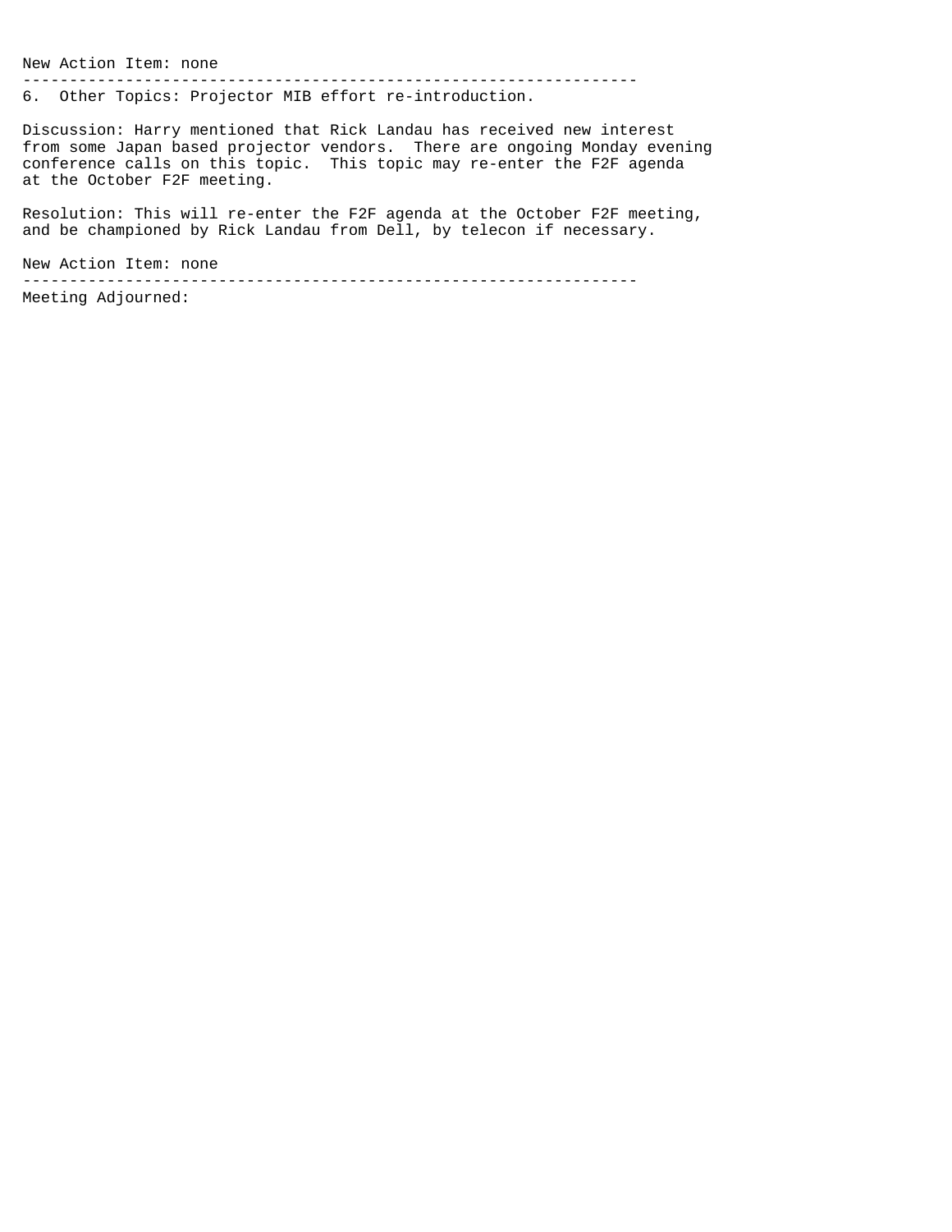New Action Item: none

---

6. Other Topics: Projector MIB effort re-introduction.

Discussion: Harry mentioned that Rick Landau has received new interest from some Japan based projector vendors. There are ongoing Monday evening conference calls on this topic. This topic may re-enter the F2F agenda at the October F2F meeting.

Resolution: This will re-enter the F2F agenda at the October F2F meeting, and be championed by Rick Landau from Dell, by telecon if necessary.

New Action Item: none

---

Meeting Adjourned: